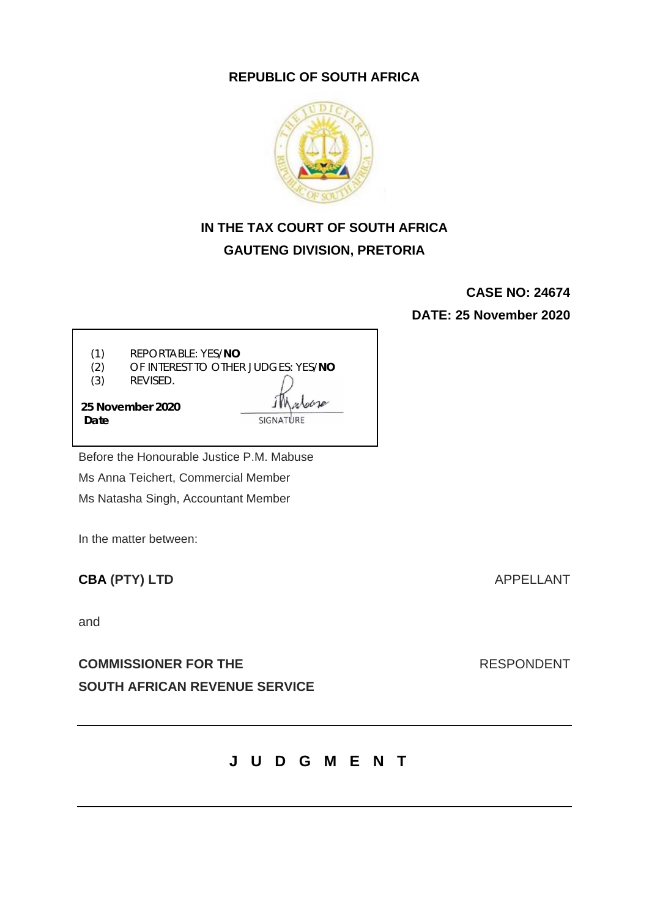**REPUBLIC OF SOUTH AFRICA**

**IN THE TAX COURT OF SOUTH AFRICA**
**GAUTENG DIVISION, PRETORIA**

**CASE NO: 24674**
**DATE: 25 November 2020**

(1) REPORTABLE: YES/**NO**
(2) OF INTEREST TO OTHER JUDGES: YES/**NO**
(3) REVISED.

**25 November 2020**
**Date**

SIGNATURE

Before the Honourable Justice P.M. Mabuse
Ms Anna Teichert, Commercial Member
Ms Natasha Singh, Accountant Member

In the matter between:

**CBA (PTY) LTD** APPELLANT

and

**COMMISSIONER FOR THE SOUTH AFRICAN REVENUE SERVICE** RESPONDENT

---

# J U D G M E N T

---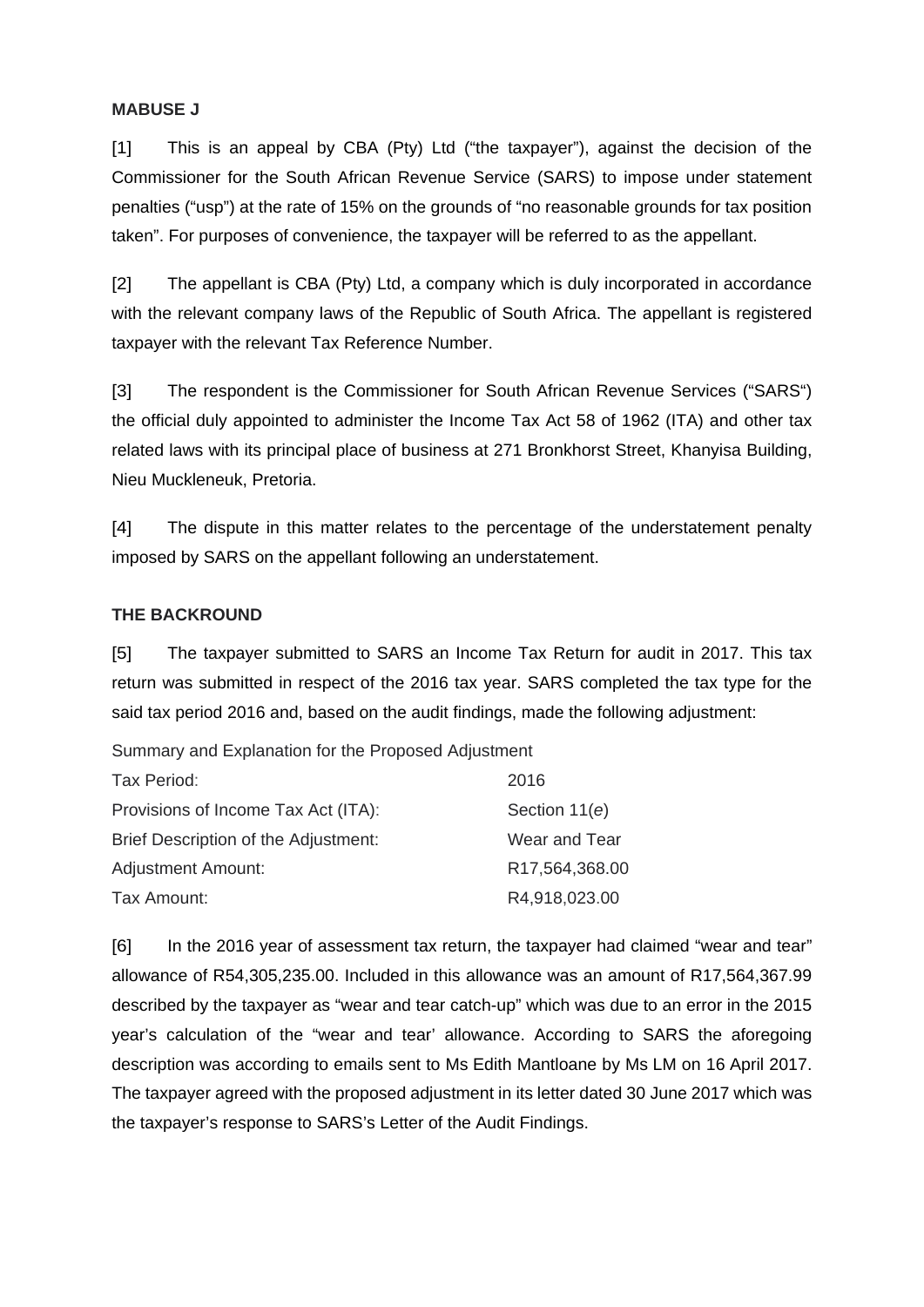**MABUSE J**

[1] This is an appeal by CBA (Pty) Ltd ("the taxpayer"), against the decision of the Commissioner for the South African Revenue Service (SARS) to impose under statement penalties ("usp") at the rate of 15% on the grounds of "no reasonable grounds for tax position taken". For purposes of convenience, the taxpayer will be referred to as the appellant.

[2] The appellant is CBA (Pty) Ltd, a company which is duly incorporated in accordance with the relevant company laws of the Republic of South Africa. The appellant is registered taxpayer with the relevant Tax Reference Number.

[3] The respondent is the Commissioner for South African Revenue Services ("SARS") the official duly appointed to administer the Income Tax Act 58 of 1962 (ITA) and other tax related laws with its principal place of business at 271 Bronkhorst Street, Khanyisa Building, Nieu Muckleneuk, Pretoria.

[4] The dispute in this matter relates to the percentage of the understatement penalty imposed by SARS on the appellant following an understatement.

**THE BACKROUND**

[5] The taxpayer submitted to SARS an Income Tax Return for audit in 2017. This tax return was submitted in respect of the 2016 tax year. SARS completed the tax type for the said tax period 2016 and, based on the audit findings, made the following adjustment:

Summary and Explanation for the Proposed Adjustment

| | |
|---|---|
| Tax Period: | 2016 |
| Provisions of Income Tax Act (ITA): | Section 11(*e*) |
| Brief Description of the Adjustment: | Wear and Tear |
| Adjustment Amount: | R17,564,368.00 |
| Tax Amount: | R4,918,023.00 |

[6] In the 2016 year of assessment tax return, the taxpayer had claimed "wear and tear" allowance of R54,305,235.00. Included in this allowance was an amount of R17,564,367.99 described by the taxpayer as "wear and tear catch-up" which was due to an error in the 2015 year's calculation of the "wear and tear' allowance. According to SARS the aforegoing description was according to emails sent to Ms Edith Mantloane by Ms LM on 16 April 2017. The taxpayer agreed with the proposed adjustment in its letter dated 30 June 2017 which was the taxpayer's response to SARS's Letter of the Audit Findings.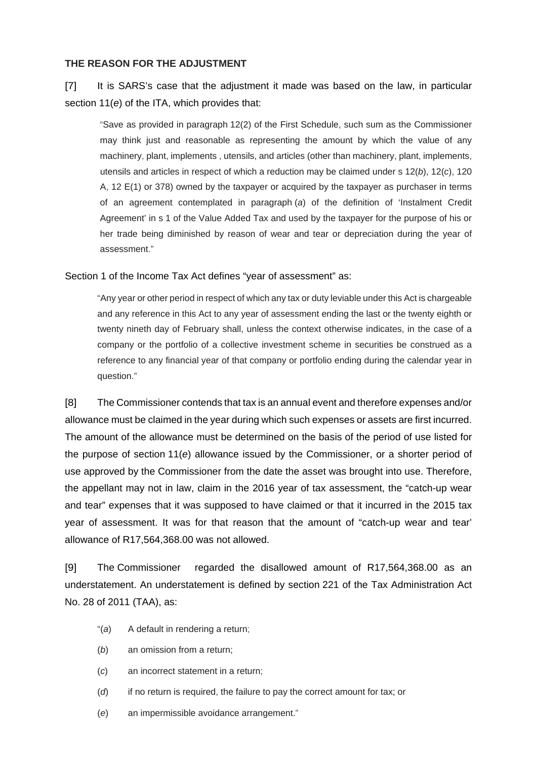**THE REASON FOR THE ADJUSTMENT**

[7] It is SARS's case that the adjustment it made was based on the law, in particular section 11(*e*) of the ITA, which provides that:

> "Save as provided in paragraph 12(2) of the First Schedule, such sum as the Commissioner may think just and reasonable as representing the amount by which the value of any machinery, plant, implements , utensils, and articles (other than machinery, plant, implements, utensils and articles in respect of which a reduction may be claimed under s 12(*b*), 12(*c*), 120 A, 12 E(1) or 378) owned by the taxpayer or acquired by the taxpayer as purchaser in terms of an agreement contemplated in paragraph (*a*) of the definition of 'Instalment Credit Agreement' in s 1 of the Value Added Tax and used by the taxpayer for the purpose of his or her trade being diminished by reason of wear and tear or depreciation during the year of assessment."

Section 1 of the Income Tax Act defines "year of assessment" as:

> "Any year or other period in respect of which any tax or duty leviable under this Act is chargeable and any reference in this Act to any year of assessment ending the last or the twenty eighth or twenty nineth day of February shall, unless the context otherwise indicates, in the case of a company or the portfolio of a collective investment scheme in securities be construed as a reference to any financial year of that company or portfolio ending during the calendar year in question."

[8] The Commissioner contends that tax is an annual event and therefore expenses and/or allowance must be claimed in the year during which such expenses or assets are first incurred. The amount of the allowance must be determined on the basis of the period of use listed for the purpose of section 11(*e*) allowance issued by the Commissioner, or a shorter period of use approved by the Commissioner from the date the asset was brought into use. Therefore, the appellant may not in law, claim in the 2016 year of tax assessment, the "catch-up wear and tear" expenses that it was supposed to have claimed or that it incurred in the 2015 tax year of assessment. It was for that reason that the amount of "catch-up wear and tear' allowance of R17,564,368.00 was not allowed.

[9] The Commissioner regarded the disallowed amount of R17,564,368.00 as an understatement. An understatement is defined by section 221 of the Tax Administration Act No. 28 of 2011 (TAA), as:

> "(*a*) A default in rendering a return;
>
> (*b*) an omission from a return;
>
> (*c*) an incorrect statement in a return;
>
> (*d*) if no return is required, the failure to pay the correct amount for tax; or
>
> (*e*) an impermissible avoidance arrangement."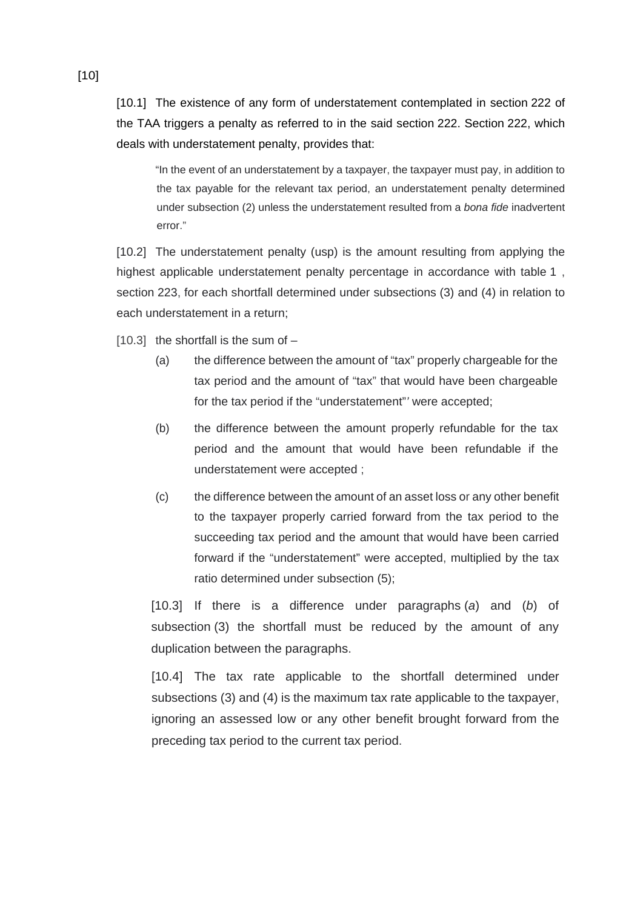[10]

[10.1] The existence of any form of understatement contemplated in section 222 of the TAA triggers a penalty as referred to in the said section 222. Section 222, which deals with understatement penalty, provides that:

> "In the event of an understatement by a taxpayer, the taxpayer must pay, in addition to the tax payable for the relevant tax period, an understatement penalty determined under subsection (2) unless the understatement resulted from a *bona fide* inadvertent error."

[10.2] The understatement penalty (usp) is the amount resulting from applying the highest applicable understatement penalty percentage in accordance with table 1 , section 223, for each shortfall determined under subsections (3) and (4) in relation to each understatement in a return;

[10.3] the shortfall is the sum of –

(a) the difference between the amount of "tax" properly chargeable for the tax period and the amount of "tax" that would have been chargeable for the tax period if the "understatement"' were accepted;

(b) the difference between the amount properly refundable for the tax period and the amount that would have been refundable if the understatement were accepted ;

(c) the difference between the amount of an asset loss or any other benefit to the taxpayer properly carried forward from the tax period to the succeeding tax period and the amount that would have been carried forward if the "understatement" were accepted, multiplied by the tax ratio determined under subsection (5);

[10.3] If there is a difference under paragraphs (*a*) and (*b*) of subsection (3) the shortfall must be reduced by the amount of any duplication between the paragraphs.

[10.4] The tax rate applicable to the shortfall determined under subsections (3) and (4) is the maximum tax rate applicable to the taxpayer, ignoring an assessed low or any other benefit brought forward from the preceding tax period to the current tax period.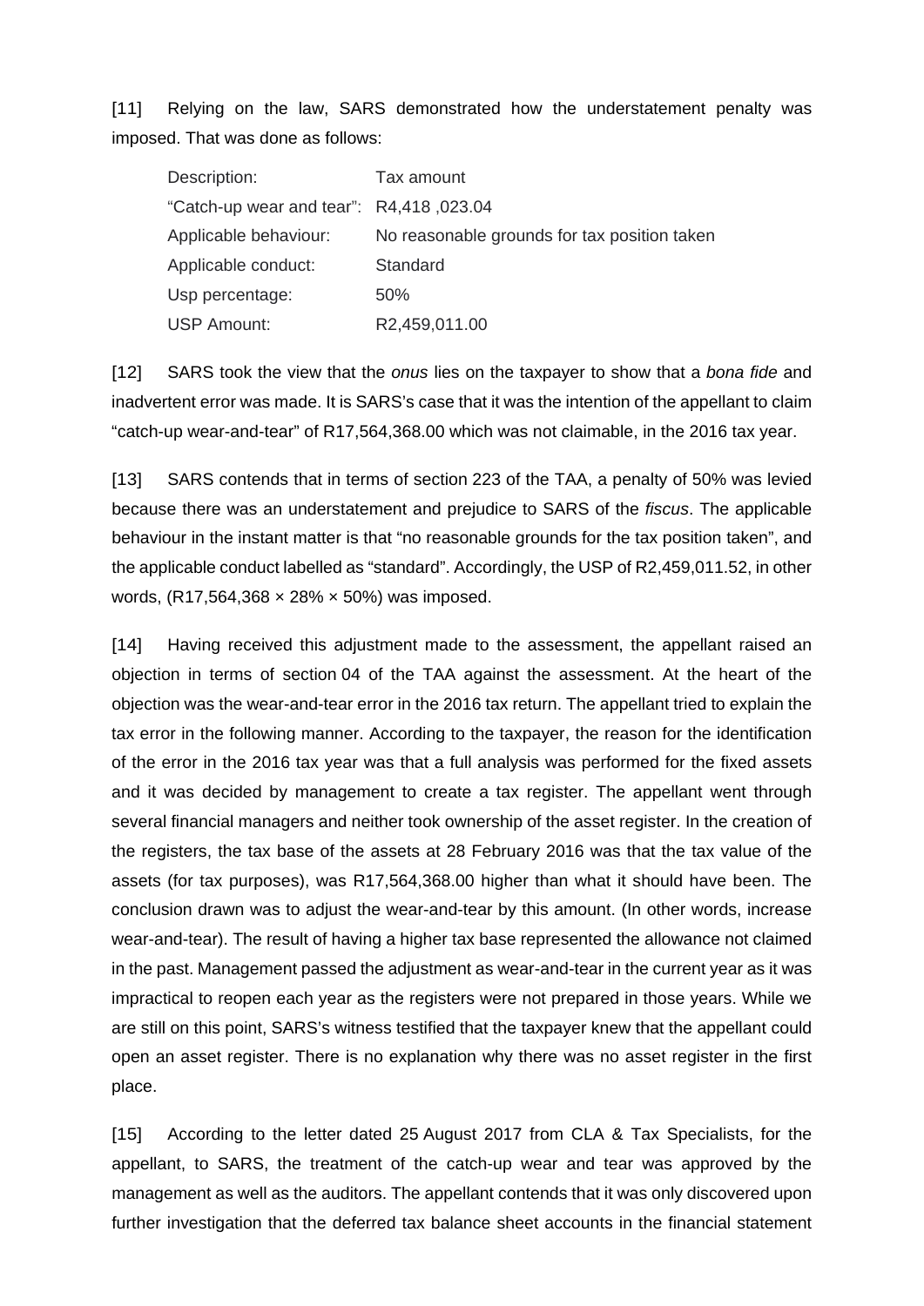[11] Relying on the law, SARS demonstrated how the understatement penalty was imposed. That was done as follows:

| Description: | Tax amount |
| --- | --- |
| "Catch-up wear and tear": | R4,418 ,023.04 |
| Applicable behaviour: | No reasonable grounds for tax position taken |
| Applicable conduct: | Standard |
| Usp percentage: | 50% |
| USP Amount: | R2,459,011.00 |

[12] SARS took the view that the *onus* lies on the taxpayer to show that a *bona fide* and inadvertent error was made. It is SARS's case that it was the intention of the appellant to claim "catch-up wear-and-tear" of R17,564,368.00 which was not claimable, in the 2016 tax year.

[13] SARS contends that in terms of section 223 of the TAA, a penalty of 50% was levied because there was an understatement and prejudice to SARS of the *fiscus*. The applicable behaviour in the instant matter is that "no reasonable grounds for the tax position taken", and the applicable conduct labelled as "standard". Accordingly, the USP of R2,459,011.52, in other words, (R17,564,368 × 28% × 50%) was imposed.

[14] Having received this adjustment made to the assessment, the appellant raised an objection in terms of section 04 of the TAA against the assessment. At the heart of the objection was the wear-and-tear error in the 2016 tax return. The appellant tried to explain the tax error in the following manner. According to the taxpayer, the reason for the identification of the error in the 2016 tax year was that a full analysis was performed for the fixed assets and it was decided by management to create a tax register. The appellant went through several financial managers and neither took ownership of the asset register. In the creation of the registers, the tax base of the assets at 28 February 2016 was that the tax value of the assets (for tax purposes), was R17,564,368.00 higher than what it should have been. The conclusion drawn was to adjust the wear-and-tear by this amount. (In other words, increase wear-and-tear). The result of having a higher tax base represented the allowance not claimed in the past. Management passed the adjustment as wear-and-tear in the current year as it was impractical to reopen each year as the registers were not prepared in those years. While we are still on this point, SARS's witness testified that the taxpayer knew that the appellant could open an asset register. There is no explanation why there was no asset register in the first place.

[15] According to the letter dated 25 August 2017 from CLA & Tax Specialists, for the appellant, to SARS, the treatment of the catch-up wear and tear was approved by the management as well as the auditors. The appellant contends that it was only discovered upon further investigation that the deferred tax balance sheet accounts in the financial statement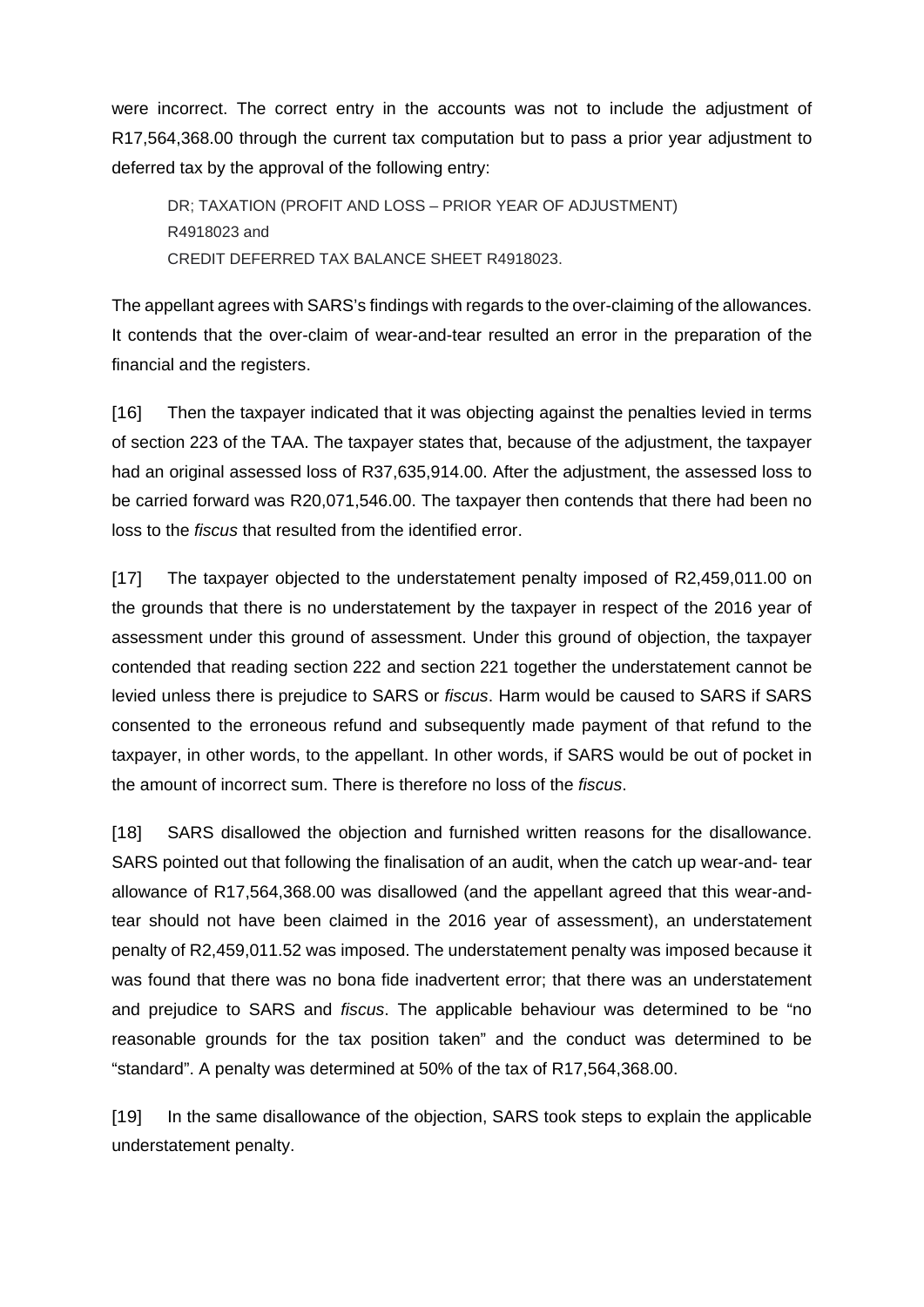were incorrect. The correct entry in the accounts was not to include the adjustment of R17,564,368.00 through the current tax computation but to pass a prior year adjustment to deferred tax by the approval of the following entry:

> DR; TAXATION (PROFIT AND LOSS – PRIOR YEAR OF ADJUSTMENT) R4918023 and
> CREDIT DEFERRED TAX BALANCE SHEET R4918023.

The appellant agrees with SARS's findings with regards to the over-claiming of the allowances. It contends that the over-claim of wear-and-tear resulted an error in the preparation of the financial and the registers.

[16] Then the taxpayer indicated that it was objecting against the penalties levied in terms of section 223 of the TAA. The taxpayer states that, because of the adjustment, the taxpayer had an original assessed loss of R37,635,914.00. After the adjustment, the assessed loss to be carried forward was R20,071,546.00. The taxpayer then contends that there had been no loss to the *fiscus* that resulted from the identified error.

[17] The taxpayer objected to the understatement penalty imposed of R2,459,011.00 on the grounds that there is no understatement by the taxpayer in respect of the 2016 year of assessment under this ground of assessment. Under this ground of objection, the taxpayer contended that reading section 222 and section 221 together the understatement cannot be levied unless there is prejudice to SARS or *fiscus*. Harm would be caused to SARS if SARS consented to the erroneous refund and subsequently made payment of that refund to the taxpayer, in other words, to the appellant. In other words, if SARS would be out of pocket in the amount of incorrect sum. There is therefore no loss of the *fiscus*.

[18] SARS disallowed the objection and furnished written reasons for the disallowance. SARS pointed out that following the finalisation of an audit, when the catch up wear-and- tear allowance of R17,564,368.00 was disallowed (and the appellant agreed that this wear-and-tear should not have been claimed in the 2016 year of assessment), an understatement penalty of R2,459,011.52 was imposed. The understatement penalty was imposed because it was found that there was no bona fide inadvertent error; that there was an understatement and prejudice to SARS and *fiscus*. The applicable behaviour was determined to be "no reasonable grounds for the tax position taken" and the conduct was determined to be "standard". A penalty was determined at 50% of the tax of R17,564,368.00.

[19] In the same disallowance of the objection, SARS took steps to explain the applicable understatement penalty.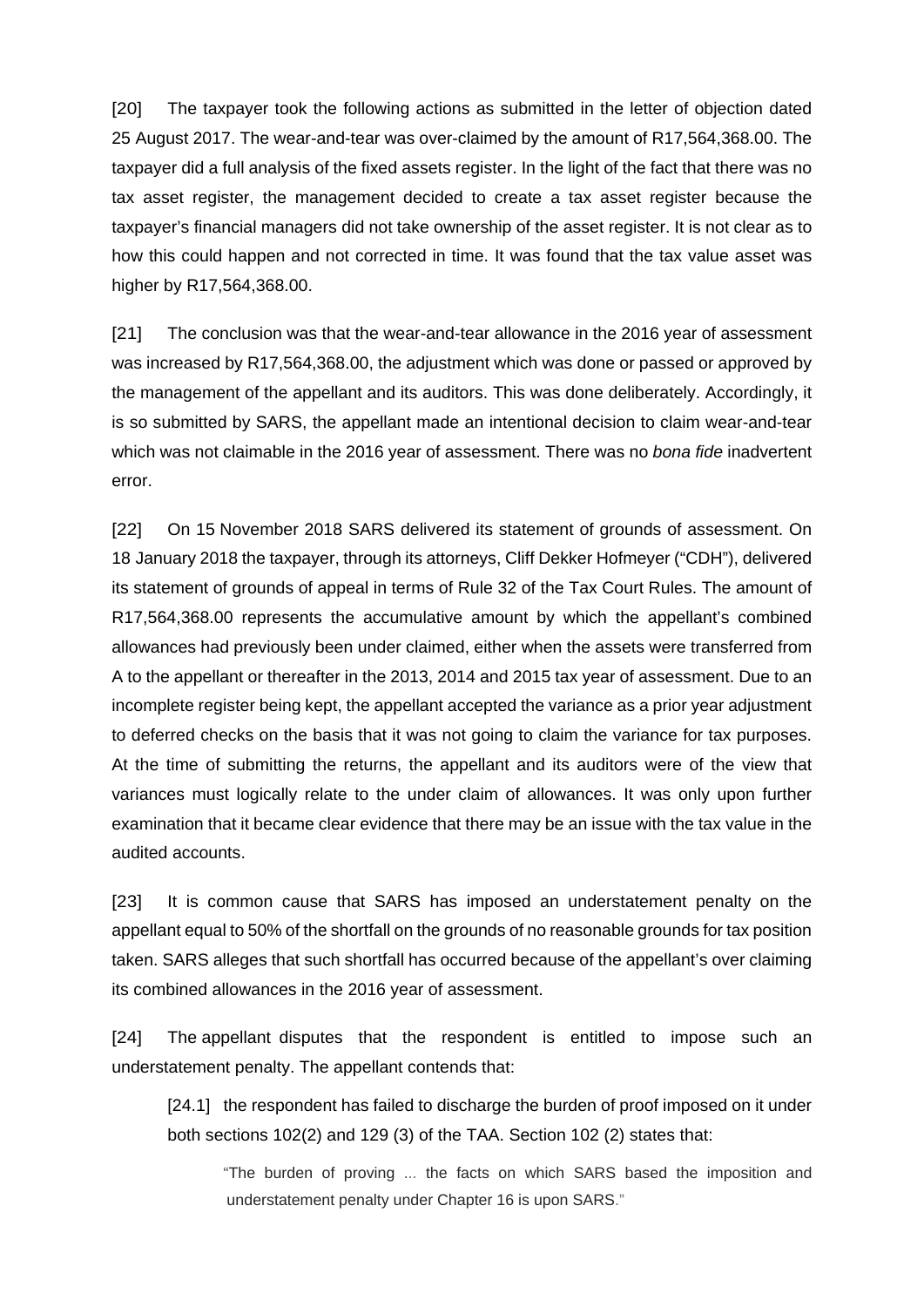[20] The taxpayer took the following actions as submitted in the letter of objection dated 25 August 2017. The wear-and-tear was over-claimed by the amount of R17,564,368.00. The taxpayer did a full analysis of the fixed assets register. In the light of the fact that there was no tax asset register, the management decided to create a tax asset register because the taxpayer's financial managers did not take ownership of the asset register. It is not clear as to how this could happen and not corrected in time. It was found that the tax value asset was higher by R17,564,368.00.

[21] The conclusion was that the wear-and-tear allowance in the 2016 year of assessment was increased by R17,564,368.00, the adjustment which was done or passed or approved by the management of the appellant and its auditors. This was done deliberately. Accordingly, it is so submitted by SARS, the appellant made an intentional decision to claim wear-and-tear which was not claimable in the 2016 year of assessment. There was no *bona fide* inadvertent error.

[22] On 15 November 2018 SARS delivered its statement of grounds of assessment. On 18 January 2018 the taxpayer, through its attorneys, Cliff Dekker Hofmeyer ("CDH"), delivered its statement of grounds of appeal in terms of Rule 32 of the Tax Court Rules. The amount of R17,564,368.00 represents the accumulative amount by which the appellant's combined allowances had previously been under claimed, either when the assets were transferred from A to the appellant or thereafter in the 2013, 2014 and 2015 tax year of assessment. Due to an incomplete register being kept, the appellant accepted the variance as a prior year adjustment to deferred checks on the basis that it was not going to claim the variance for tax purposes. At the time of submitting the returns, the appellant and its auditors were of the view that variances must logically relate to the under claim of allowances. It was only upon further examination that it became clear evidence that there may be an issue with the tax value in the audited accounts.

[23] It is common cause that SARS has imposed an understatement penalty on the appellant equal to 50% of the shortfall on the grounds of no reasonable grounds for tax position taken. SARS alleges that such shortfall has occurred because of the appellant's over claiming its combined allowances in the 2016 year of assessment.

[24] The appellant disputes that the respondent is entitled to impose such an understatement penalty. The appellant contends that:

[24.1] the respondent has failed to discharge the burden of proof imposed on it under both sections 102(2) and 129 (3) of the TAA. Section 102 (2) states that:

> "The burden of proving ... the facts on which SARS based the imposition and understatement penalty under Chapter 16 is upon SARS."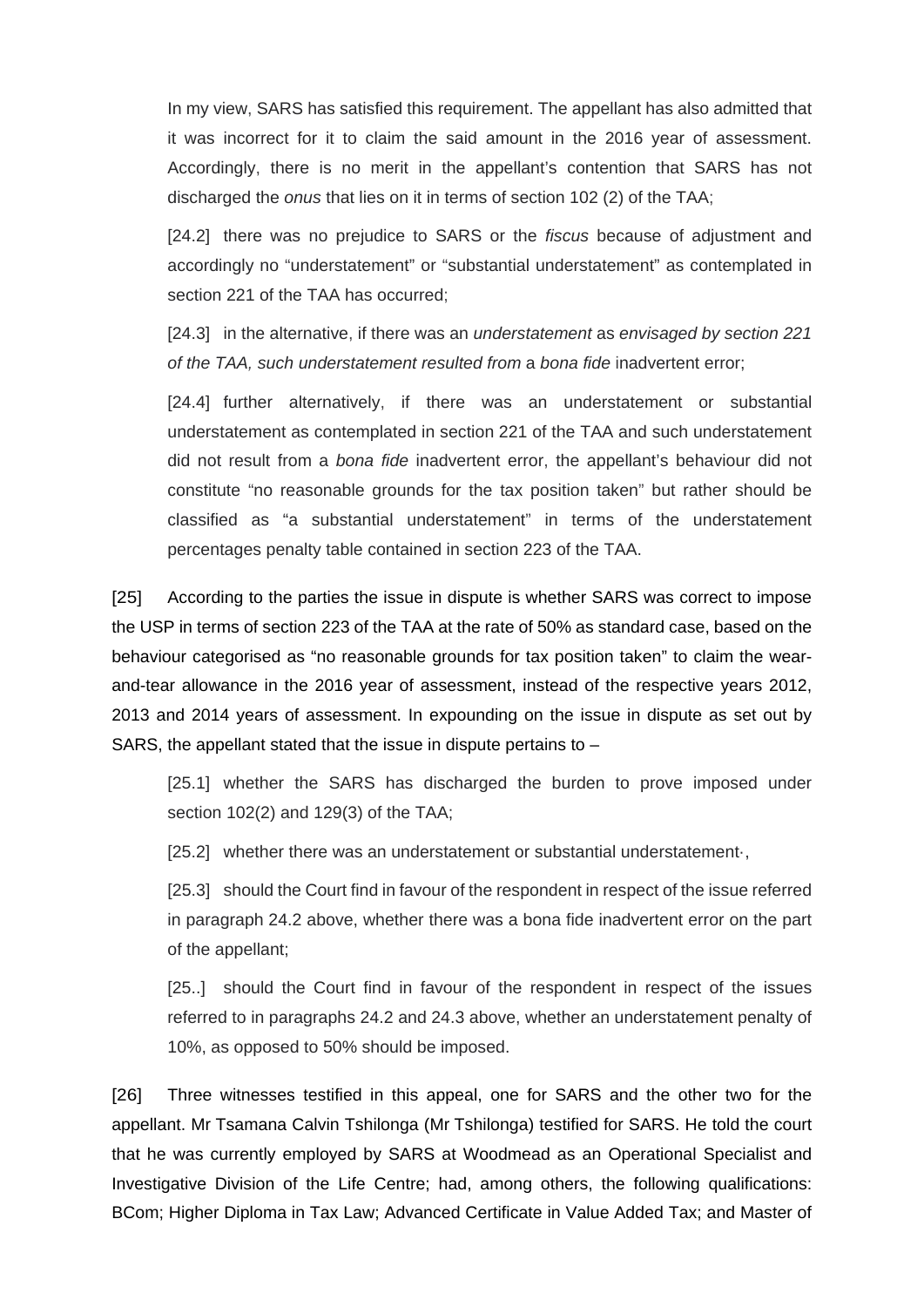In my view, SARS has satisfied this requirement. The appellant has also admitted that it was incorrect for it to claim the said amount in the 2016 year of assessment. Accordingly, there is no merit in the appellant's contention that SARS has not discharged the *onus* that lies on it in terms of section 102 (2) of the TAA;

[24.2] there was no prejudice to SARS or the *fiscus* because of adjustment and accordingly no "understatement" or "substantial understatement" as contemplated in section 221 of the TAA has occurred;

[24.3] in the alternative, if there was an *understatement* as *envisaged by section 221 of the TAA, such understatement resulted from* a *bona fide* inadvertent error;

[24.4] further alternatively, if there was an understatement or substantial understatement as contemplated in section 221 of the TAA and such understatement did not result from a *bona fide* inadvertent error, the appellant's behaviour did not constitute "no reasonable grounds for the tax position taken" but rather should be classified as "a substantial understatement" in terms of the understatement percentages penalty table contained in section 223 of the TAA.

[25] According to the parties the issue in dispute is whether SARS was correct to impose the USP in terms of section 223 of the TAA at the rate of 50% as standard case, based on the behaviour categorised as "no reasonable grounds for tax position taken" to claim the wear-and-tear allowance in the 2016 year of assessment, instead of the respective years 2012, 2013 and 2014 years of assessment. In expounding on the issue in dispute as set out by SARS, the appellant stated that the issue in dispute pertains to –

[25.1] whether the SARS has discharged the burden to prove imposed under section 102(2) and 129(3) of the TAA;

[25.2] whether there was an understatement or substantial understatement·,

[25.3] should the Court find in favour of the respondent in respect of the issue referred in paragraph 24.2 above, whether there was a bona fide inadvertent error on the part of the appellant;

[25..] should the Court find in favour of the respondent in respect of the issues referred to in paragraphs 24.2 and 24.3 above, whether an understatement penalty of 10%, as opposed to 50% should be imposed.

[26] Three witnesses testified in this appeal, one for SARS and the other two for the appellant. Mr Tsamana Calvin Tshilonga (Mr Tshilonga) testified for SARS. He told the court that he was currently employed by SARS at Woodmead as an Operational Specialist and Investigative Division of the Life Centre; had, among others, the following qualifications: BCom; Higher Diploma in Tax Law; Advanced Certificate in Value Added Tax; and Master of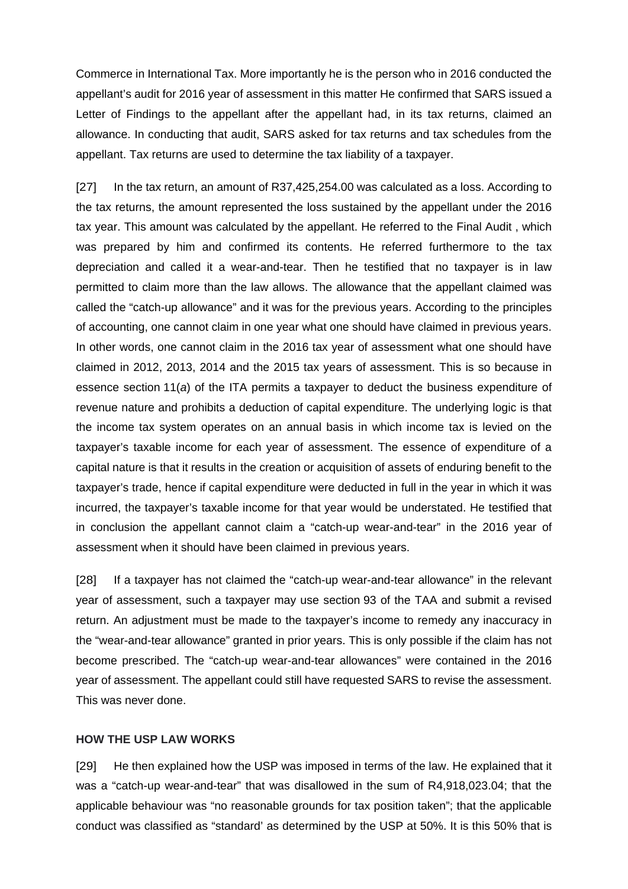Commerce in International Tax. More importantly he is the person who in 2016 conducted the appellant's audit for 2016 year of assessment in this matter He confirmed that SARS issued a Letter of Findings to the appellant after the appellant had, in its tax returns, claimed an allowance. In conducting that audit, SARS asked for tax returns and tax schedules from the appellant. Tax returns are used to determine the tax liability of a taxpayer.

[27] In the tax return, an amount of R37,425,254.00 was calculated as a loss. According to the tax returns, the amount represented the loss sustained by the appellant under the 2016 tax year. This amount was calculated by the appellant. He referred to the Final Audit , which was prepared by him and confirmed its contents. He referred furthermore to the tax depreciation and called it a wear-and-tear. Then he testified that no taxpayer is in law permitted to claim more than the law allows. The allowance that the appellant claimed was called the "catch-up allowance" and it was for the previous years. According to the principles of accounting, one cannot claim in one year what one should have claimed in previous years. In other words, one cannot claim in the 2016 tax year of assessment what one should have claimed in 2012, 2013, 2014 and the 2015 tax years of assessment. This is so because in essence section 11(*a*) of the ITA permits a taxpayer to deduct the business expenditure of revenue nature and prohibits a deduction of capital expenditure. The underlying logic is that the income tax system operates on an annual basis in which income tax is levied on the taxpayer's taxable income for each year of assessment. The essence of expenditure of a capital nature is that it results in the creation or acquisition of assets of enduring benefit to the taxpayer's trade, hence if capital expenditure were deducted in full in the year in which it was incurred, the taxpayer's taxable income for that year would be understated. He testified that in conclusion the appellant cannot claim a "catch-up wear-and-tear" in the 2016 year of assessment when it should have been claimed in previous years.

[28] If a taxpayer has not claimed the "catch-up wear-and-tear allowance" in the relevant year of assessment, such a taxpayer may use section 93 of the TAA and submit a revised return. An adjustment must be made to the taxpayer's income to remedy any inaccuracy in the "wear-and-tear allowance" granted in prior years. This is only possible if the claim has not become prescribed. The "catch-up wear-and-tear allowances" were contained in the 2016 year of assessment. The appellant could still have requested SARS to revise the assessment. This was never done.

**HOW THE USP LAW WORKS**

[29] He then explained how the USP was imposed in terms of the law. He explained that it was a "catch-up wear-and-tear" that was disallowed in the sum of R4,918,023.04; that the applicable behaviour was "no reasonable grounds for tax position taken"; that the applicable conduct was classified as "standard' as determined by the USP at 50%. It is this 50% that is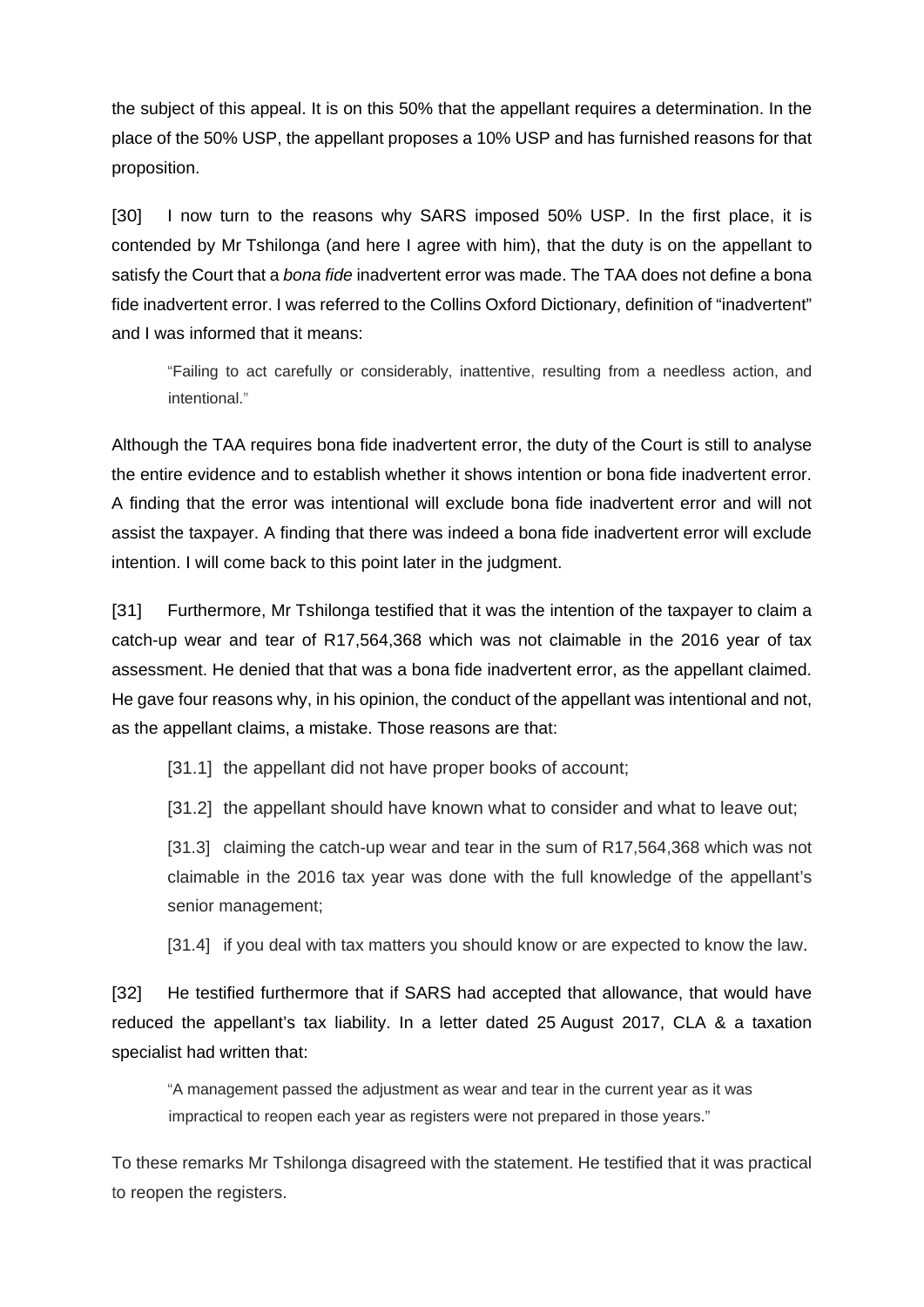the subject of this appeal. It is on this 50% that the appellant requires a determination. In the place of the 50% USP, the appellant proposes a 10% USP and has furnished reasons for that proposition.

[30] I now turn to the reasons why SARS imposed 50% USP. In the first place, it is contended by Mr Tshilonga (and here I agree with him), that the duty is on the appellant to satisfy the Court that a *bona fide* inadvertent error was made. The TAA does not define a bona fide inadvertent error. I was referred to the Collins Oxford Dictionary, definition of "inadvertent" and I was informed that it means:

> "Failing to act carefully or considerably, inattentive, resulting from a needless action, and intentional."

Although the TAA requires bona fide inadvertent error, the duty of the Court is still to analyse the entire evidence and to establish whether it shows intention or bona fide inadvertent error. A finding that the error was intentional will exclude bona fide inadvertent error and will not assist the taxpayer. A finding that there was indeed a bona fide inadvertent error will exclude intention. I will come back to this point later in the judgment.

[31] Furthermore, Mr Tshilonga testified that it was the intention of the taxpayer to claim a catch-up wear and tear of R17,564,368 which was not claimable in the 2016 year of tax assessment. He denied that that was a bona fide inadvertent error, as the appellant claimed. He gave four reasons why, in his opinion, the conduct of the appellant was intentional and not, as the appellant claims, a mistake. Those reasons are that:

> [31.1] the appellant did not have proper books of account;
>
> [31.2] the appellant should have known what to consider and what to leave out;
>
> [31.3] claiming the catch-up wear and tear in the sum of R17,564,368 which was not claimable in the 2016 tax year was done with the full knowledge of the appellant's senior management;
>
> [31.4] if you deal with tax matters you should know or are expected to know the law.

[32] He testified furthermore that if SARS had accepted that allowance, that would have reduced the appellant's tax liability. In a letter dated 25 August 2017, CLA & a taxation specialist had written that:

> "A management passed the adjustment as wear and tear in the current year as it was impractical to reopen each year as registers were not prepared in those years."

To these remarks Mr Tshilonga disagreed with the statement. He testified that it was practical to reopen the registers.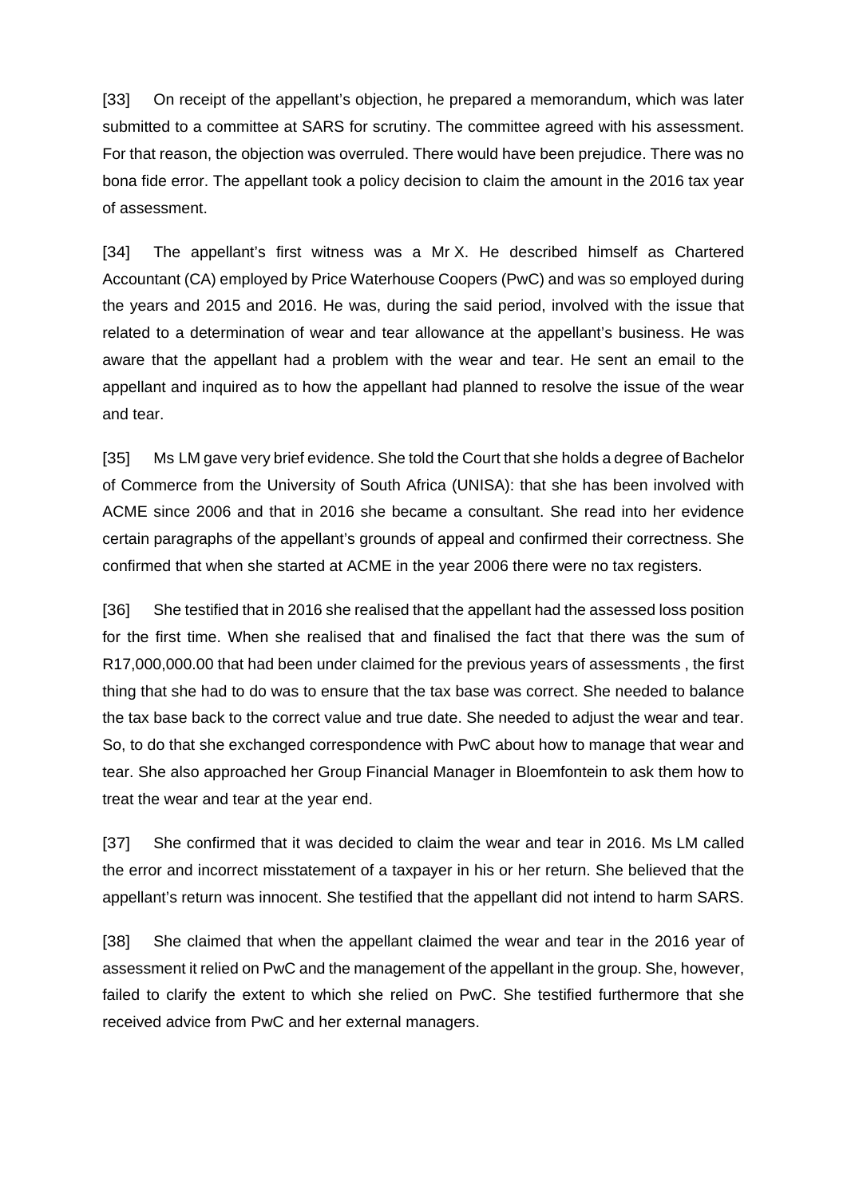[33] On receipt of the appellant's objection, he prepared a memorandum, which was later submitted to a committee at SARS for scrutiny. The committee agreed with his assessment. For that reason, the objection was overruled. There would have been prejudice. There was no bona fide error. The appellant took a policy decision to claim the amount in the 2016 tax year of assessment.

[34] The appellant's first witness was a Mr X. He described himself as Chartered Accountant (CA) employed by Price Waterhouse Coopers (PwC) and was so employed during the years and 2015 and 2016. He was, during the said period, involved with the issue that related to a determination of wear and tear allowance at the appellant's business. He was aware that the appellant had a problem with the wear and tear. He sent an email to the appellant and inquired as to how the appellant had planned to resolve the issue of the wear and tear.

[35] Ms LM gave very brief evidence. She told the Court that she holds a degree of Bachelor of Commerce from the University of South Africa (UNISA): that she has been involved with ACME since 2006 and that in 2016 she became a consultant. She read into her evidence certain paragraphs of the appellant's grounds of appeal and confirmed their correctness. She confirmed that when she started at ACME in the year 2006 there were no tax registers.

[36] She testified that in 2016 she realised that the appellant had the assessed loss position for the first time. When she realised that and finalised the fact that there was the sum of R17,000,000.00 that had been under claimed for the previous years of assessments , the first thing that she had to do was to ensure that the tax base was correct. She needed to balance the tax base back to the correct value and true date. She needed to adjust the wear and tear. So, to do that she exchanged correspondence with PwC about how to manage that wear and tear. She also approached her Group Financial Manager in Bloemfontein to ask them how to treat the wear and tear at the year end.

[37] She confirmed that it was decided to claim the wear and tear in 2016. Ms LM called the error and incorrect misstatement of a taxpayer in his or her return. She believed that the appellant's return was innocent. She testified that the appellant did not intend to harm SARS.

[38] She claimed that when the appellant claimed the wear and tear in the 2016 year of assessment it relied on PwC and the management of the appellant in the group. She, however, failed to clarify the extent to which she relied on PwC. She testified furthermore that she received advice from PwC and her external managers.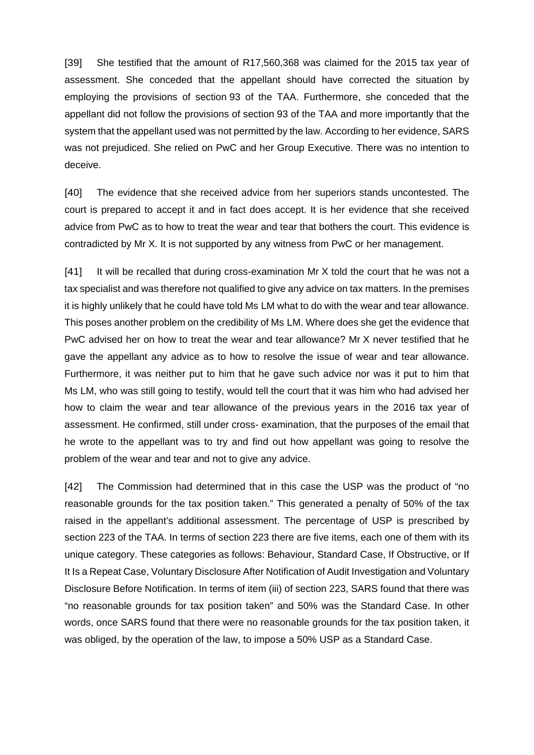[39] She testified that the amount of R17,560,368 was claimed for the 2015 tax year of assessment. She conceded that the appellant should have corrected the situation by employing the provisions of section 93 of the TAA. Furthermore, she conceded that the appellant did not follow the provisions of section 93 of the TAA and more importantly that the system that the appellant used was not permitted by the law. According to her evidence, SARS was not prejudiced. She relied on PwC and her Group Executive. There was no intention to deceive.

[40] The evidence that she received advice from her superiors stands uncontested. The court is prepared to accept it and in fact does accept. It is her evidence that she received advice from PwC as to how to treat the wear and tear that bothers the court. This evidence is contradicted by Mr X. It is not supported by any witness from PwC or her management.

[41] It will be recalled that during cross-examination Mr X told the court that he was not a tax specialist and was therefore not qualified to give any advice on tax matters. In the premises it is highly unlikely that he could have told Ms LM what to do with the wear and tear allowance. This poses another problem on the credibility of Ms LM. Where does she get the evidence that PwC advised her on how to treat the wear and tear allowance? Mr X never testified that he gave the appellant any advice as to how to resolve the issue of wear and tear allowance. Furthermore, it was neither put to him that he gave such advice nor was it put to him that Ms LM, who was still going to testify, would tell the court that it was him who had advised her how to claim the wear and tear allowance of the previous years in the 2016 tax year of assessment. He confirmed, still under cross- examination, that the purposes of the email that he wrote to the appellant was to try and find out how appellant was going to resolve the problem of the wear and tear and not to give any advice.

[42] The Commission had determined that in this case the USP was the product of "no reasonable grounds for the tax position taken." This generated a penalty of 50% of the tax raised in the appellant's additional assessment. The percentage of USP is prescribed by section 223 of the TAA. In terms of section 223 there are five items, each one of them with its unique category. These categories as follows: Behaviour, Standard Case, If Obstructive, or If It Is a Repeat Case, Voluntary Disclosure After Notification of Audit Investigation and Voluntary Disclosure Before Notification. In terms of item (iii) of section 223, SARS found that there was "no reasonable grounds for tax position taken" and 50% was the Standard Case. In other words, once SARS found that there were no reasonable grounds for the tax position taken, it was obliged, by the operation of the law, to impose a 50% USP as a Standard Case.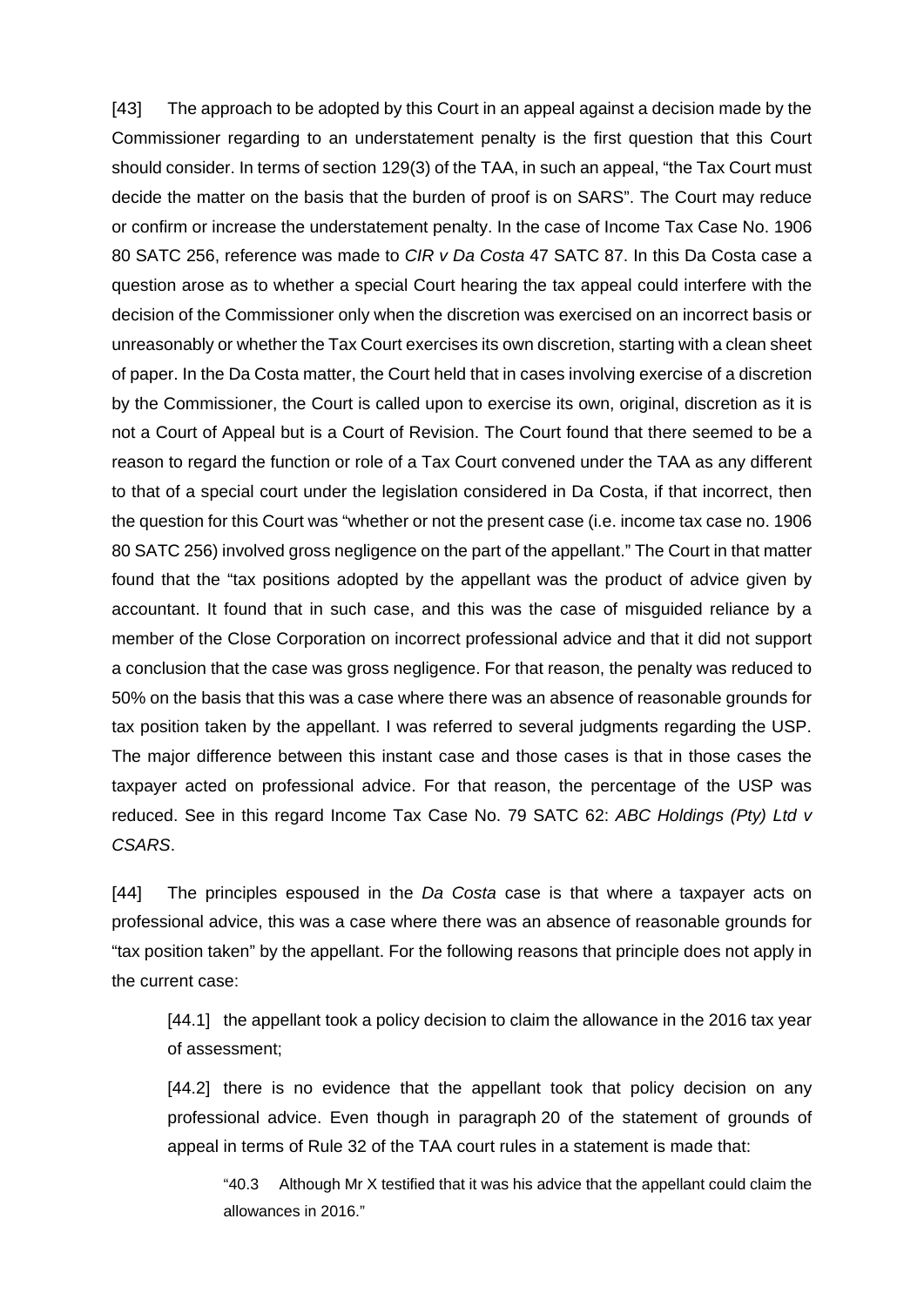[43] The approach to be adopted by this Court in an appeal against a decision made by the Commissioner regarding to an understatement penalty is the first question that this Court should consider. In terms of section 129(3) of the TAA, in such an appeal, "the Tax Court must decide the matter on the basis that the burden of proof is on SARS". The Court may reduce or confirm or increase the understatement penalty. In the case of Income Tax Case No. 1906 80 SATC 256, reference was made to *CIR v Da Costa* 47 SATC 87. In this Da Costa case a question arose as to whether a special Court hearing the tax appeal could interfere with the decision of the Commissioner only when the discretion was exercised on an incorrect basis or unreasonably or whether the Tax Court exercises its own discretion, starting with a clean sheet of paper. In the Da Costa matter, the Court held that in cases involving exercise of a discretion by the Commissioner, the Court is called upon to exercise its own, original, discretion as it is not a Court of Appeal but is a Court of Revision. The Court found that there seemed to be a reason to regard the function or role of a Tax Court convened under the TAA as any different to that of a special court under the legislation considered in Da Costa, if that incorrect, then the question for this Court was "whether or not the present case (i.e. income tax case no. 1906 80 SATC 256) involved gross negligence on the part of the appellant." The Court in that matter found that the "tax positions adopted by the appellant was the product of advice given by accountant. It found that in such case, and this was the case of misguided reliance by a member of the Close Corporation on incorrect professional advice and that it did not support a conclusion that the case was gross negligence. For that reason, the penalty was reduced to 50% on the basis that this was a case where there was an absence of reasonable grounds for tax position taken by the appellant. I was referred to several judgments regarding the USP. The major difference between this instant case and those cases is that in those cases the taxpayer acted on professional advice. For that reason, the percentage of the USP was reduced. See in this regard Income Tax Case No. 79 SATC 62: *ABC Holdings (Pty) Ltd v CSARS*.

[44] The principles espoused in the *Da Costa* case is that where a taxpayer acts on professional advice, this was a case where there was an absence of reasonable grounds for "tax position taken" by the appellant. For the following reasons that principle does not apply in the current case:

> [44.1] the appellant took a policy decision to claim the allowance in the 2016 tax year of assessment;
>
> [44.2] there is no evidence that the appellant took that policy decision on any professional advice. Even though in paragraph 20 of the statement of grounds of appeal in terms of Rule 32 of the TAA court rules in a statement is made that:
>
> > "40.3 Although Mr X testified that it was his advice that the appellant could claim the allowances in 2016."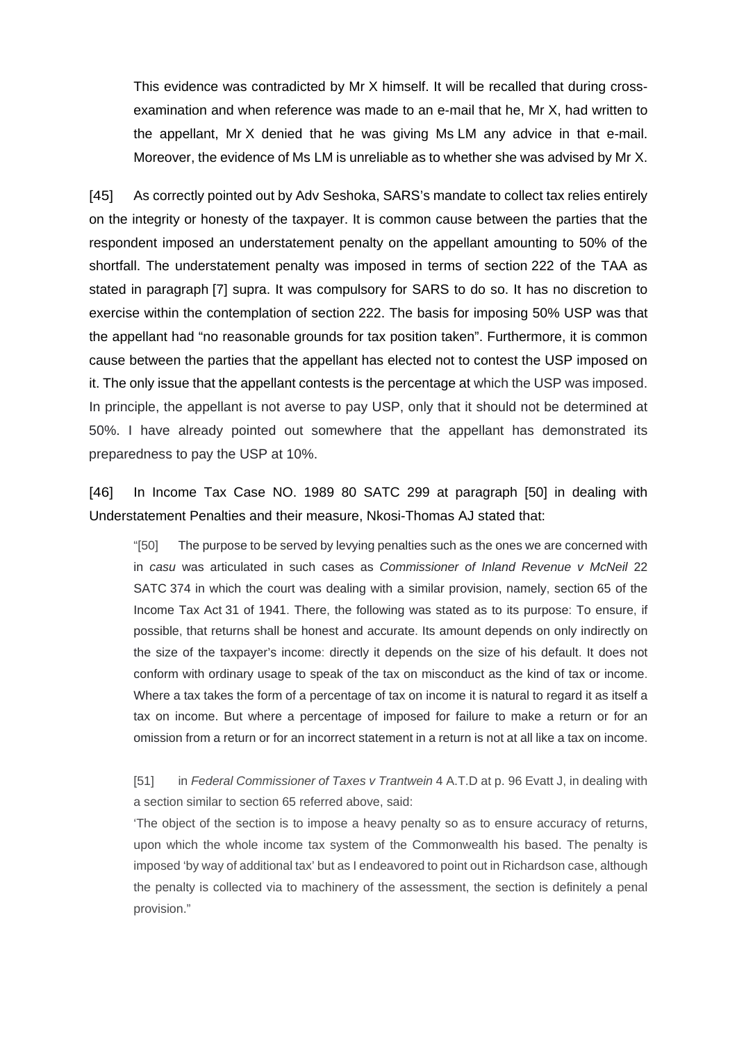This evidence was contradicted by Mr X himself. It will be recalled that during cross-examination and when reference was made to an e-mail that he, Mr X, had written to the appellant, Mr X denied that he was giving Ms LM any advice in that e-mail. Moreover, the evidence of Ms LM is unreliable as to whether she was advised by Mr X.

[45] As correctly pointed out by Adv Seshoka, SARS's mandate to collect tax relies entirely on the integrity or honesty of the taxpayer. It is common cause between the parties that the respondent imposed an understatement penalty on the appellant amounting to 50% of the shortfall. The understatement penalty was imposed in terms of section 222 of the TAA as stated in paragraph [7] supra. It was compulsory for SARS to do so. It has no discretion to exercise within the contemplation of section 222. The basis for imposing 50% USP was that the appellant had "no reasonable grounds for tax position taken". Furthermore, it is common cause between the parties that the appellant has elected not to contest the USP imposed on it. The only issue that the appellant contests is the percentage at which the USP was imposed. In principle, the appellant is not averse to pay USP, only that it should not be determined at 50%. I have already pointed out somewhere that the appellant has demonstrated its preparedness to pay the USP at 10%.

[46] In Income Tax Case NO. 1989 80 SATC 299 at paragraph [50] in dealing with Understatement Penalties and their measure, Nkosi-Thomas AJ stated that:

> "[50] The purpose to be served by levying penalties such as the ones we are concerned with in *casu* was articulated in such cases as *Commissioner of Inland Revenue v McNeil* 22 SATC 374 in which the court was dealing with a similar provision, namely, section 65 of the Income Tax Act 31 of 1941. There, the following was stated as to its purpose: To ensure, if possible, that returns shall be honest and accurate. Its amount depends on only indirectly on the size of the taxpayer's income: directly it depends on the size of his default. It does not conform with ordinary usage to speak of the tax on misconduct as the kind of tax or income. Where a tax takes the form of a percentage of tax on income it is natural to regard it as itself a tax on income. But where a percentage of imposed for failure to make a return or for an omission from a return or for an incorrect statement in a return is not at all like a tax on income.
>
> [51] in *Federal Commissioner of Taxes v Trantwein* 4 A.T.D at p. 96 Evatt J, in dealing with a section similar to section 65 referred above, said:
>
> 'The object of the section is to impose a heavy penalty so as to ensure accuracy of returns, upon which the whole income tax system of the Commonwealth his based. The penalty is imposed 'by way of additional tax' but as I endeavored to point out in Richardson case, although the penalty is collected via to machinery of the assessment, the section is definitely a penal provision."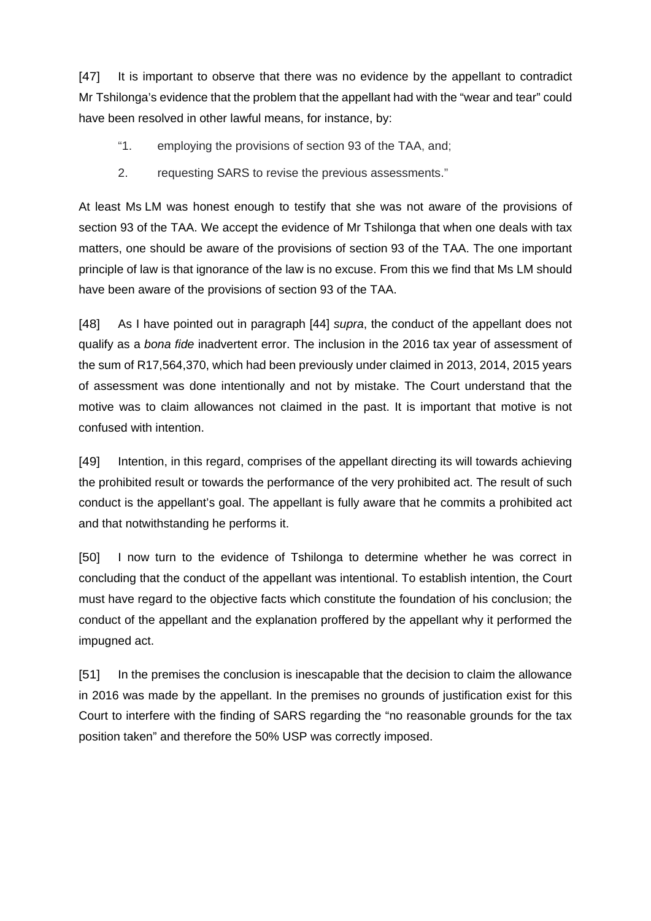[47] It is important to observe that there was no evidence by the appellant to contradict Mr Tshilonga's evidence that the problem that the appellant had with the "wear and tear" could have been resolved in other lawful means, for instance, by:

> "1. employing the provisions of section 93 of the TAA, and;
>
> 2. requesting SARS to revise the previous assessments."

At least Ms LM was honest enough to testify that she was not aware of the provisions of section 93 of the TAA. We accept the evidence of Mr Tshilonga that when one deals with tax matters, one should be aware of the provisions of section 93 of the TAA. The one important principle of law is that ignorance of the law is no excuse. From this we find that Ms LM should have been aware of the provisions of section 93 of the TAA.

[48] As I have pointed out in paragraph [44] *supra*, the conduct of the appellant does not qualify as a *bona fide* inadvertent error. The inclusion in the 2016 tax year of assessment of the sum of R17,564,370, which had been previously under claimed in 2013, 2014, 2015 years of assessment was done intentionally and not by mistake. The Court understand that the motive was to claim allowances not claimed in the past. It is important that motive is not confused with intention.

[49] Intention, in this regard, comprises of the appellant directing its will towards achieving the prohibited result or towards the performance of the very prohibited act. The result of such conduct is the appellant's goal. The appellant is fully aware that he commits a prohibited act and that notwithstanding he performs it.

[50] I now turn to the evidence of Tshilonga to determine whether he was correct in concluding that the conduct of the appellant was intentional. To establish intention, the Court must have regard to the objective facts which constitute the foundation of his conclusion; the conduct of the appellant and the explanation proffered by the appellant why it performed the impugned act.

[51] In the premises the conclusion is inescapable that the decision to claim the allowance in 2016 was made by the appellant. In the premises no grounds of justification exist for this Court to interfere with the finding of SARS regarding the "no reasonable grounds for the tax position taken" and therefore the 50% USP was correctly imposed.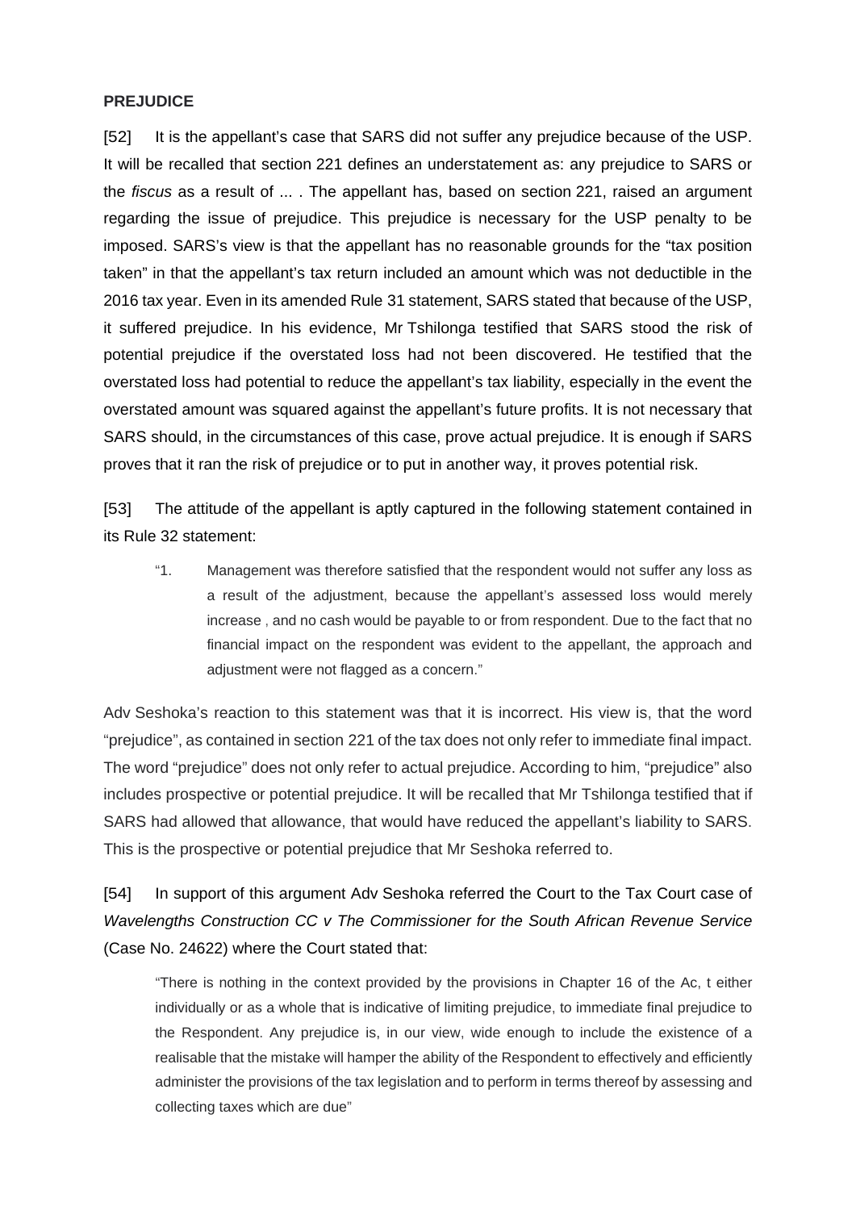**PREJUDICE**

[52] It is the appellant's case that SARS did not suffer any prejudice because of the USP. It will be recalled that section 221 defines an understatement as: any prejudice to SARS or the *fiscus* as a result of ... . The appellant has, based on section 221, raised an argument regarding the issue of prejudice. This prejudice is necessary for the USP penalty to be imposed. SARS's view is that the appellant has no reasonable grounds for the "tax position taken" in that the appellant's tax return included an amount which was not deductible in the 2016 tax year. Even in its amended Rule 31 statement, SARS stated that because of the USP, it suffered prejudice. In his evidence, Mr Tshilonga testified that SARS stood the risk of potential prejudice if the overstated loss had not been discovered. He testified that the overstated loss had potential to reduce the appellant's tax liability, especially in the event the overstated amount was squared against the appellant's future profits. It is not necessary that SARS should, in the circumstances of this case, prove actual prejudice. It is enough if SARS proves that it ran the risk of prejudice or to put in another way, it proves potential risk.

[53] The attitude of the appellant is aptly captured in the following statement contained in its Rule 32 statement:

> "1. Management was therefore satisfied that the respondent would not suffer any loss as a result of the adjustment, because the appellant's assessed loss would merely increase , and no cash would be payable to or from respondent. Due to the fact that no financial impact on the respondent was evident to the appellant, the approach and adjustment were not flagged as a concern."

Adv Seshoka's reaction to this statement was that it is incorrect. His view is, that the word "prejudice", as contained in section 221 of the tax does not only refer to immediate final impact. The word "prejudice" does not only refer to actual prejudice. According to him, "prejudice" also includes prospective or potential prejudice. It will be recalled that Mr Tshilonga testified that if SARS had allowed that allowance, that would have reduced the appellant's liability to SARS. This is the prospective or potential prejudice that Mr Seshoka referred to.

[54] In support of this argument Adv Seshoka referred the Court to the Tax Court case of *Wavelengths Construction CC v The Commissioner for the South African Revenue Service* (Case No. 24622) where the Court stated that:

> "There is nothing in the context provided by the provisions in Chapter 16 of the Ac, t either individually or as a whole that is indicative of limiting prejudice, to immediate final prejudice to the Respondent. Any prejudice is, in our view, wide enough to include the existence of a realisable that the mistake will hamper the ability of the Respondent to effectively and efficiently administer the provisions of the tax legislation and to perform in terms thereof by assessing and collecting taxes which are due"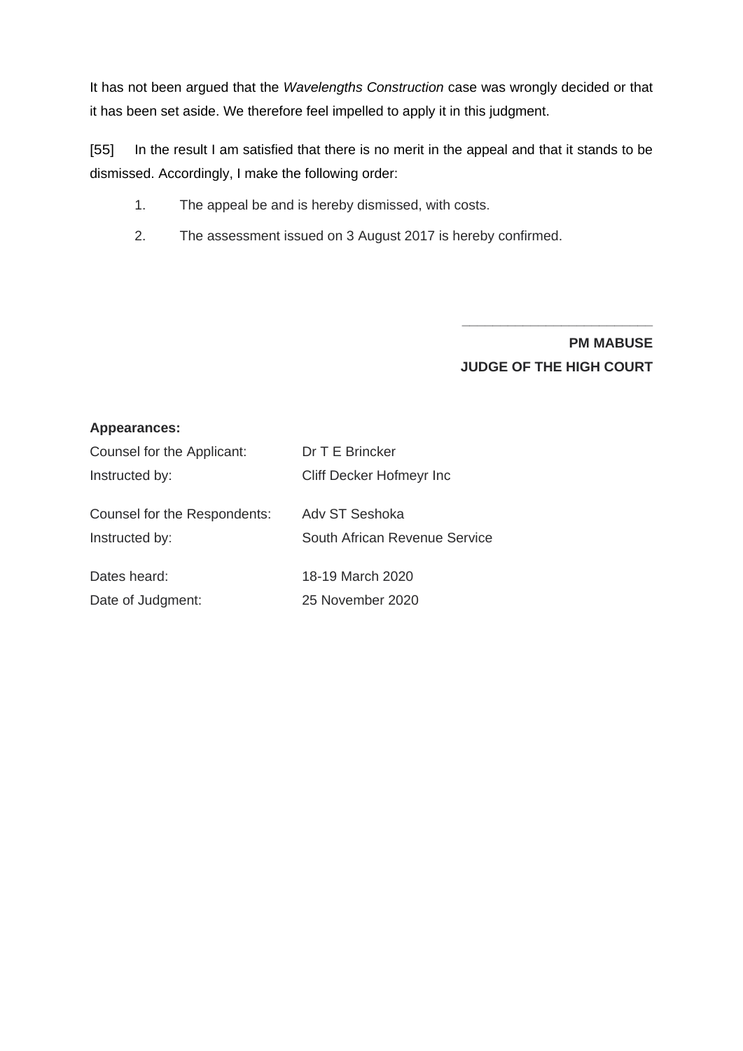It has not been argued that the *Wavelengths Construction* case was wrongly decided or that it has been set aside. We therefore feel impelled to apply it in this judgment.

[55] In the result I am satisfied that there is no merit in the appeal and that it stands to be dismissed. Accordingly, I make the following order:

1. The appeal be and is hereby dismissed, with costs.
2. The assessment issued on 3 August 2017 is hereby confirmed.

\_\_\_\_\_\_\_\_\_\_\_\_\_\_\_\_\_\_\_\_\_\_\_\_\_\_\_\_

**PM MABUSE**

**JUDGE OF THE HIGH COURT**

**Appearances:**

| | |
|---|---|
| Counsel for the Applicant: | Dr T E Brincker |
| Instructed by: | Cliff Decker Hofmeyr Inc |
| Counsel for the Respondents: | Adv ST Seshoka |
| Instructed by: | South African Revenue Service |
| Dates heard: | 18-19 March 2020 |
| Date of Judgment: | 25 November 2020 |